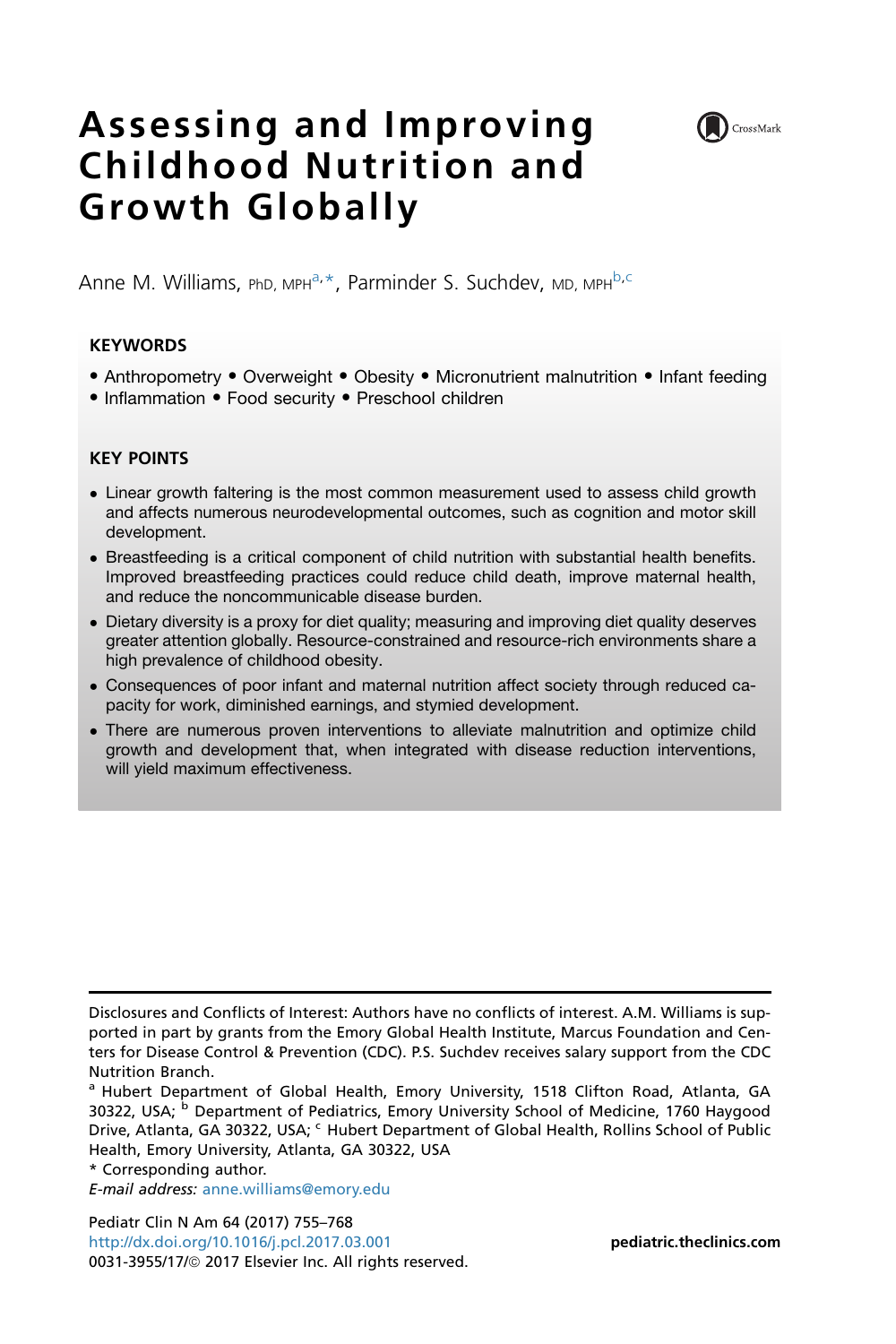# Assessing and Improving Childhood Nutrition and Growth Globally

Anne M. Williams, PhD, MPH[a,*], Parminder S. Suchdev, MD, MPH[b,c]

## KEYWORDS

- Anthropometry • Overweight • Obesity • Micronutrient malnutrition • Infant feeding
- Inflammation • Food security • Preschool children

## KEY POINTS

- Linear growth faltering is the most common measurement used to assess child growth and affects numerous neurodevelopmental outcomes, such as cognition and motor skill development.
- Breastfeeding is a critical component of child nutrition with substantial health benefits. Improved breastfeeding practices could reduce child death, improve maternal health, and reduce the noncommunicable disease burden.
- Dietary diversity is a proxy for diet quality; measuring and improving diet quality deserves greater attention globally. Resource-constrained and resource-rich environments share a high prevalence of childhood obesity.
- Consequences of poor infant and maternal nutrition affect society through reduced capacity for work, diminished earnings, and stymied development.
- There are numerous proven interventions to alleviate malnutrition and optimize child growth and development that, when integrated with disease reduction interventions, will yield maximum effectiveness.

---

Disclosures and Conflicts of Interest: Authors have no conflicts of interest. A.M. Williams is supported in part by grants from the Emory Global Health Institute, Marcus Foundation and Centers for Disease Control & Prevention (CDC). P.S. Suchdev receives salary support from the CDC Nutrition Branch.

[a] Hubert Department of Global Health, Emory University, 1518 Clifton Road, Atlanta, GA 30322, USA; [b] Department of Pediatrics, Emory University School of Medicine, 1760 Haygood Drive, Atlanta, GA 30322, USA; [c] Hubert Department of Global Health, Rollins School of Public Health, Emory University, Atlanta, GA 30322, USA

* Corresponding author.

*E-mail address:* anne.williams@emory.edu

Pediatr Clin N Am 64 (2017) 755–768
http://dx.doi.org/10.1016/j.pcl.2017.03.001
0031-3955/17/© 2017 Elsevier Inc. All rights reserved.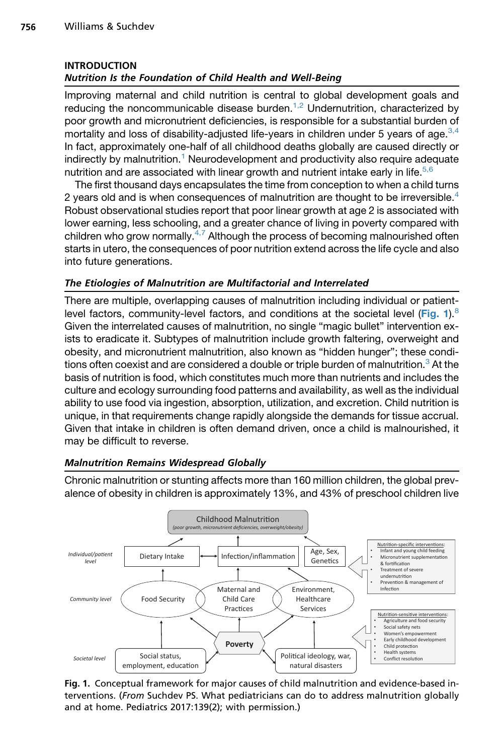## INTRODUCTION

### *Nutrition Is the Foundation of Child Health and Well-Being*

Improving maternal and child nutrition is central to global development goals and reducing the noncommunicable disease burden.[1,2] Undernutrition, characterized by poor growth and micronutrient deficiencies, is responsible for a substantial burden of mortality and loss of disability-adjusted life-years in children under 5 years of age.[3,4] In fact, approximately one-half of all childhood deaths globally are caused directly or indirectly by malnutrition.[1] Neurodevelopment and productivity also require adequate nutrition and are associated with linear growth and nutrient intake early in life.[5,6]

The first thousand days encapsulates the time from conception to when a child turns 2 years old and is when consequences of malnutrition are thought to be irreversible.[4] Robust observational studies report that poor linear growth at age 2 is associated with lower earning, less schooling, and a greater chance of living in poverty compared with children who grow normally.[4,7] Although the process of becoming malnourished often starts in utero, the consequences of poor nutrition extend across the life cycle and also into future generations.

### *The Etiologies of Malnutrition are Multifactorial and Interrelated*

There are multiple, overlapping causes of malnutrition including individual or patient-level factors, community-level factors, and conditions at the societal level (**Fig. 1**).[8] Given the interrelated causes of malnutrition, no single "magic bullet" intervention exists to eradicate it. Subtypes of malnutrition include growth faltering, overweight and obesity, and micronutrient malnutrition, also known as "hidden hunger"; these conditions often coexist and are considered a double or triple burden of malnutrition.[3] At the basis of nutrition is food, which constitutes much more than nutrients and includes the culture and ecology surrounding food patterns and availability, as well as the individual ability to use food via ingestion, absorption, utilization, and excretion. Child nutrition is unique, in that requirements change rapidly alongside the demands for tissue accrual. Given that intake in children is often demand driven, once a child is malnourished, it may be difficult to reverse.

### *Malnutrition Remains Widespread Globally*

Chronic malnutrition or stunting affects more than 160 million children, the global prevalence of obesity in children is approximately 13%, and 43% of preschool children live

**Fig. 1.** Conceptual framework for major causes of child malnutrition and evidence-based interventions. (*From* Suchdev PS. What pediatricians can do to address malnutrition globally and at home. Pediatrics 2017:139(2); with permission.)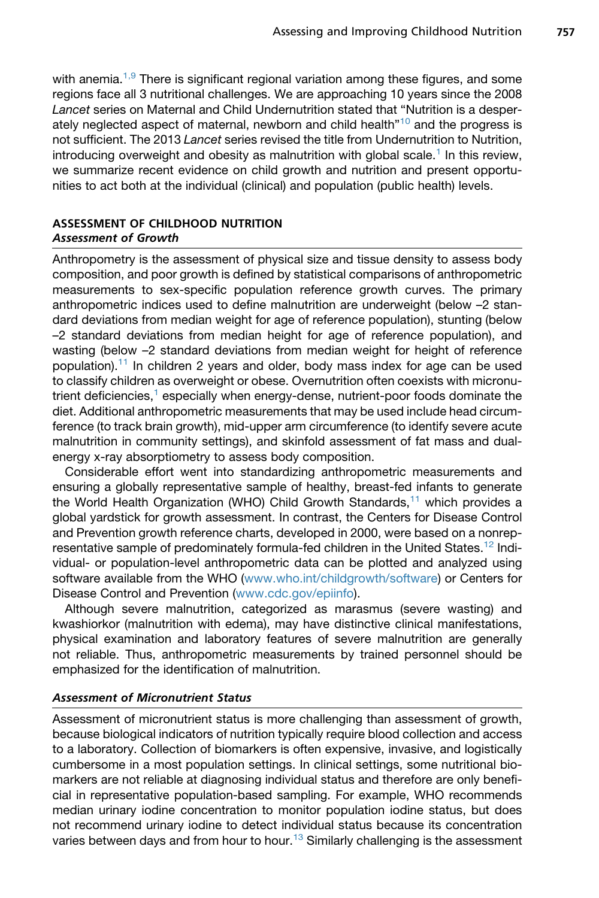with anemia.[1,9] There is significant regional variation among these figures, and some regions face all 3 nutritional challenges. We are approaching 10 years since the 2008 *Lancet* series on Maternal and Child Undernutrition stated that "Nutrition is a desperately neglected aspect of maternal, newborn and child health"[10] and the progress is not sufficient. The 2013 *Lancet* series revised the title from Undernutrition to Nutrition, introducing overweight and obesity as malnutrition with global scale.[1] In this review, we summarize recent evidence on child growth and nutrition and present opportunities to act both at the individual (clinical) and population (public health) levels.

## ASSESSMENT OF CHILDHOOD NUTRITION

### *Assessment of Growth*

Anthropometry is the assessment of physical size and tissue density to assess body composition, and poor growth is defined by statistical comparisons of anthropometric measurements to sex-specific population reference growth curves. The primary anthropometric indices used to define malnutrition are underweight (below –2 standard deviations from median weight for age of reference population), stunting (below –2 standard deviations from median height for age of reference population), and wasting (below –2 standard deviations from median weight for height of reference population).[11] In children 2 years and older, body mass index for age can be used to classify children as overweight or obese. Overnutrition often coexists with micronutrient deficiencies,[1] especially when energy-dense, nutrient-poor foods dominate the diet. Additional anthropometric measurements that may be used include head circumference (to track brain growth), mid-upper arm circumference (to identify severe acute malnutrition in community settings), and skinfold assessment of fat mass and dual-energy x-ray absorptiometry to assess body composition.

Considerable effort went into standardizing anthropometric measurements and ensuring a globally representative sample of healthy, breast-fed infants to generate the World Health Organization (WHO) Child Growth Standards,[11] which provides a global yardstick for growth assessment. In contrast, the Centers for Disease Control and Prevention growth reference charts, developed in 2000, were based on a nonrepresentative sample of predominately formula-fed children in the United States.[12] Individual- or population-level anthropometric data can be plotted and analyzed using software available from the WHO (www.who.int/childgrowth/software) or Centers for Disease Control and Prevention (www.cdc.gov/epiinfo).

Although severe malnutrition, categorized as marasmus (severe wasting) and kwashiorkor (malnutrition with edema), may have distinctive clinical manifestations, physical examination and laboratory features of severe malnutrition are generally not reliable. Thus, anthropometric measurements by trained personnel should be emphasized for the identification of malnutrition.

### *Assessment of Micronutrient Status*

Assessment of micronutrient status is more challenging than assessment of growth, because biological indicators of nutrition typically require blood collection and access to a laboratory. Collection of biomarkers is often expensive, invasive, and logistically cumbersome in a most population settings. In clinical settings, some nutritional biomarkers are not reliable at diagnosing individual status and therefore are only beneficial in representative population-based sampling. For example, WHO recommends median urinary iodine concentration to monitor population iodine status, but does not recommend urinary iodine to detect individual status because its concentration varies between days and from hour to hour.[13] Similarly challenging is the assessment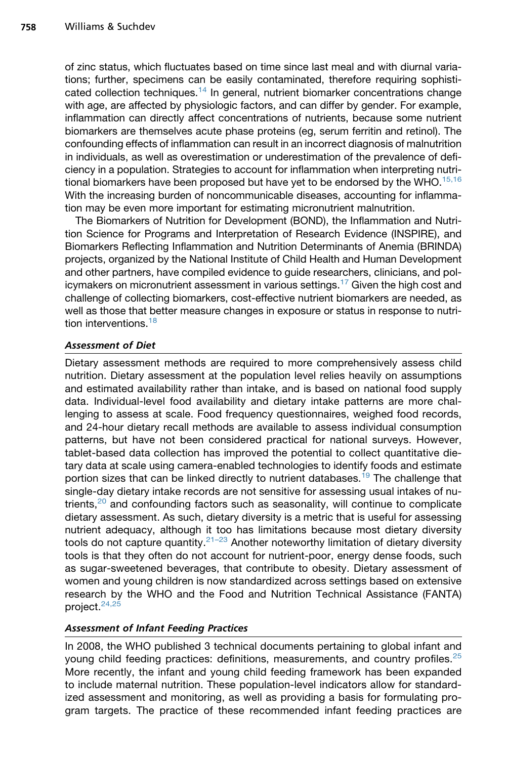of zinc status, which fluctuates based on time since last meal and with diurnal variations; further, specimens can be easily contaminated, therefore requiring sophisticated collection techniques.[14] In general, nutrient biomarker concentrations change with age, are affected by physiologic factors, and can differ by gender. For example, inflammation can directly affect concentrations of nutrients, because some nutrient biomarkers are themselves acute phase proteins (eg, serum ferritin and retinol). The confounding effects of inflammation can result in an incorrect diagnosis of malnutrition in individuals, as well as overestimation or underestimation of the prevalence of deficiency in a population. Strategies to account for inflammation when interpreting nutritional biomarkers have been proposed but have yet to be endorsed by the WHO.[15,16] With the increasing burden of noncommunicable diseases, accounting for inflammation may be even more important for estimating micronutrient malnutrition.

The Biomarkers of Nutrition for Development (BOND), the Inflammation and Nutrition Science for Programs and Interpretation of Research Evidence (INSPIRE), and Biomarkers Reflecting Inflammation and Nutrition Determinants of Anemia (BRINDA) projects, organized by the National Institute of Child Health and Human Development and other partners, have compiled evidence to guide researchers, clinicians, and policymakers on micronutrient assessment in various settings.[17] Given the high cost and challenge of collecting biomarkers, cost-effective nutrient biomarkers are needed, as well as those that better measure changes in exposure or status in response to nutrition interventions.[18]

### *Assessment of Diet*

Dietary assessment methods are required to more comprehensively assess child nutrition. Dietary assessment at the population level relies heavily on assumptions and estimated availability rather than intake, and is based on national food supply data. Individual-level food availability and dietary intake patterns are more challenging to assess at scale. Food frequency questionnaires, weighed food records, and 24-hour dietary recall methods are available to assess individual consumption patterns, but have not been considered practical for national surveys. However, tablet-based data collection has improved the potential to collect quantitative dietary data at scale using camera-enabled technologies to identify foods and estimate portion sizes that can be linked directly to nutrient databases.[19] The challenge that single-day dietary intake records are not sensitive for assessing usual intakes of nutrients,[20] and confounding factors such as seasonality, will continue to complicate dietary assessment. As such, dietary diversity is a metric that is useful for assessing nutrient adequacy, although it too has limitations because most dietary diversity tools do not capture quantity.[21–23] Another noteworthy limitation of dietary diversity tools is that they often do not account for nutrient-poor, energy dense foods, such as sugar-sweetened beverages, that contribute to obesity. Dietary assessment of women and young children is now standardized across settings based on extensive research by the WHO and the Food and Nutrition Technical Assistance (FANTA) project.[24,25]

### *Assessment of Infant Feeding Practices*

In 2008, the WHO published 3 technical documents pertaining to global infant and young child feeding practices: definitions, measurements, and country profiles.[25] More recently, the infant and young child feeding framework has been expanded to include maternal nutrition. These population-level indicators allow for standardized assessment and monitoring, as well as providing a basis for formulating program targets. The practice of these recommended infant feeding practices are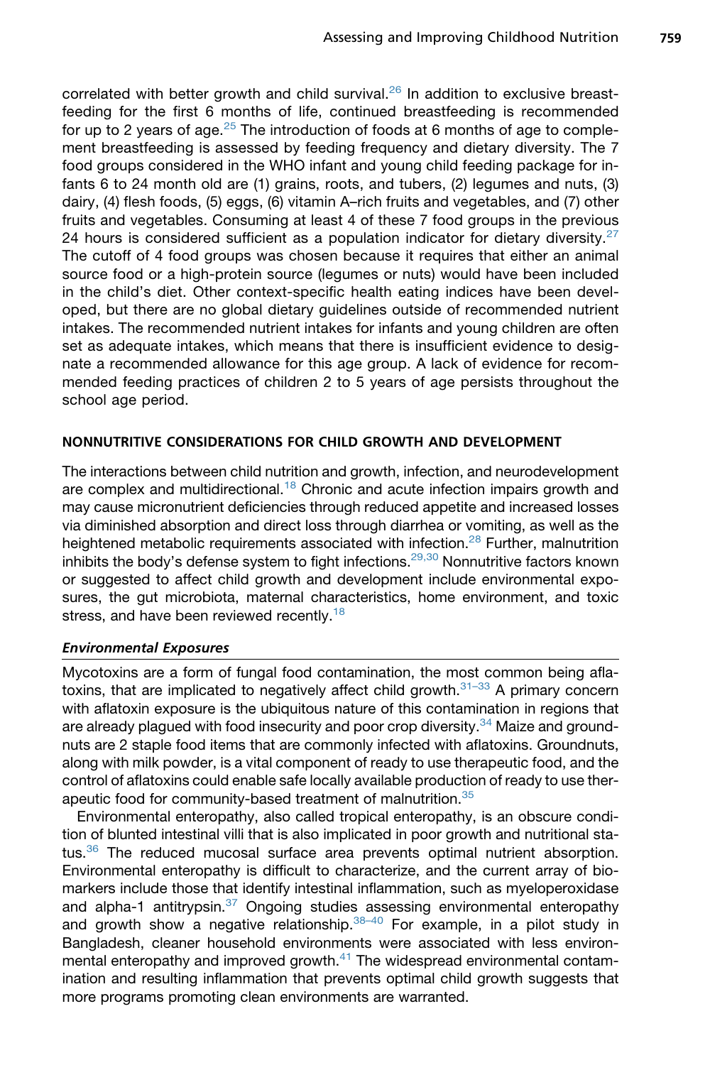correlated with better growth and child survival.[26] In addition to exclusive breastfeeding for the first 6 months of life, continued breastfeeding is recommended for up to 2 years of age.[25] The introduction of foods at 6 months of age to complement breastfeeding is assessed by feeding frequency and dietary diversity. The 7 food groups considered in the WHO infant and young child feeding package for infants 6 to 24 month old are (1) grains, roots, and tubers, (2) legumes and nuts, (3) dairy, (4) flesh foods, (5) eggs, (6) vitamin A–rich fruits and vegetables, and (7) other fruits and vegetables. Consuming at least 4 of these 7 food groups in the previous 24 hours is considered sufficient as a population indicator for dietary diversity.[27] The cutoff of 4 food groups was chosen because it requires that either an animal source food or a high-protein source (legumes or nuts) would have been included in the child's diet. Other context-specific health eating indices have been developed, but there are no global dietary guidelines outside of recommended nutrient intakes. The recommended nutrient intakes for infants and young children are often set as adequate intakes, which means that there is insufficient evidence to designate a recommended allowance for this age group. A lack of evidence for recommended feeding practices of children 2 to 5 years of age persists throughout the school age period.

## NONNUTRITIVE CONSIDERATIONS FOR CHILD GROWTH AND DEVELOPMENT

The interactions between child nutrition and growth, infection, and neurodevelopment are complex and multidirectional.[18] Chronic and acute infection impairs growth and may cause micronutrient deficiencies through reduced appetite and increased losses via diminished absorption and direct loss through diarrhea or vomiting, as well as the heightened metabolic requirements associated with infection.[28] Further, malnutrition inhibits the body's defense system to fight infections.[29,30] Nonnutritive factors known or suggested to affect child growth and development include environmental exposures, the gut microbiota, maternal characteristics, home environment, and toxic stress, and have been reviewed recently.[18]

### *Environmental Exposures*

Mycotoxins are a form of fungal food contamination, the most common being aflatoxins, that are implicated to negatively affect child growth.[31–33] A primary concern with aflatoxin exposure is the ubiquitous nature of this contamination in regions that are already plagued with food insecurity and poor crop diversity.[34] Maize and groundnuts are 2 staple food items that are commonly infected with aflatoxins. Groundnuts, along with milk powder, is a vital component of ready to use therapeutic food, and the control of aflatoxins could enable safe locally available production of ready to use therapeutic food for community-based treatment of malnutrition.[35]

Environmental enteropathy, also called tropical enteropathy, is an obscure condition of blunted intestinal villi that is also implicated in poor growth and nutritional status.[36] The reduced mucosal surface area prevents optimal nutrient absorption. Environmental enteropathy is difficult to characterize, and the current array of biomarkers include those that identify intestinal inflammation, such as myeloperoxidase and alpha-1 antitrypsin.[37] Ongoing studies assessing environmental enteropathy and growth show a negative relationship.[38–40] For example, in a pilot study in Bangladesh, cleaner household environments were associated with less environmental enteropathy and improved growth.[41] The widespread environmental contamination and resulting inflammation that prevents optimal child growth suggests that more programs promoting clean environments are warranted.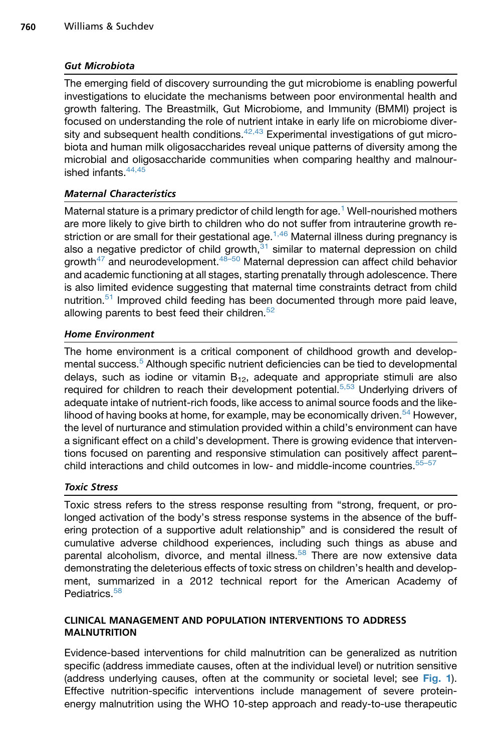### *Gut Microbiota*

The emerging field of discovery surrounding the gut microbiome is enabling powerful investigations to elucidate the mechanisms between poor environmental health and growth faltering. The Breastmilk, Gut Microbiome, and Immunity (BMMI) project is focused on understanding the role of nutrient intake in early life on microbiome diversity and subsequent health conditions.[42,43] Experimental investigations of gut microbiota and human milk oligosaccharides reveal unique patterns of diversity among the microbial and oligosaccharide communities when comparing healthy and malnourished infants.[44,45]

### *Maternal Characteristics*

Maternal stature is a primary predictor of child length for age.[1] Well-nourished mothers are more likely to give birth to children who do not suffer from intrauterine growth restriction or are small for their gestational age.[1,46] Maternal illness during pregnancy is also a negative predictor of child growth,[31] similar to maternal depression on child growth[47] and neurodevelopment.[48–50] Maternal depression can affect child behavior and academic functioning at all stages, starting prenatally through adolescence. There is also limited evidence suggesting that maternal time constraints detract from child nutrition.[51] Improved child feeding has been documented through more paid leave, allowing parents to best feed their children.[52]

### *Home Environment*

The home environment is a critical component of childhood growth and developmental success.[5] Although specific nutrient deficiencies can be tied to developmental delays, such as iodine or vitamin $B_{12}$, adequate and appropriate stimuli are also required for children to reach their development potential.[5,53] Underlying drivers of adequate intake of nutrient-rich foods, like access to animal source foods and the likelihood of having books at home, for example, may be economically driven.[54] However, the level of nurturance and stimulation provided within a child's environment can have a significant effect on a child's development. There is growing evidence that interventions focused on parenting and responsive stimulation can positively affect parent–child interactions and child outcomes in low- and middle-income countries.[55–57]

### *Toxic Stress*

Toxic stress refers to the stress response resulting from "strong, frequent, or prolonged activation of the body's stress response systems in the absence of the buffering protection of a supportive adult relationship" and is considered the result of cumulative adverse childhood experiences, including such things as abuse and parental alcoholism, divorce, and mental illness.[58] There are now extensive data demonstrating the deleterious effects of toxic stress on children's health and development, summarized in a 2012 technical report for the American Academy of Pediatrics.[58]

## CLINICAL MANAGEMENT AND POPULATION INTERVENTIONS TO ADDRESS MALNUTRITION

Evidence-based interventions for child malnutrition can be generalized as nutrition specific (address immediate causes, often at the individual level) or nutrition sensitive (address underlying causes, often at the community or societal level; see **Fig. 1**). Effective nutrition-specific interventions include management of severe protein-energy malnutrition using the WHO 10-step approach and ready-to-use therapeutic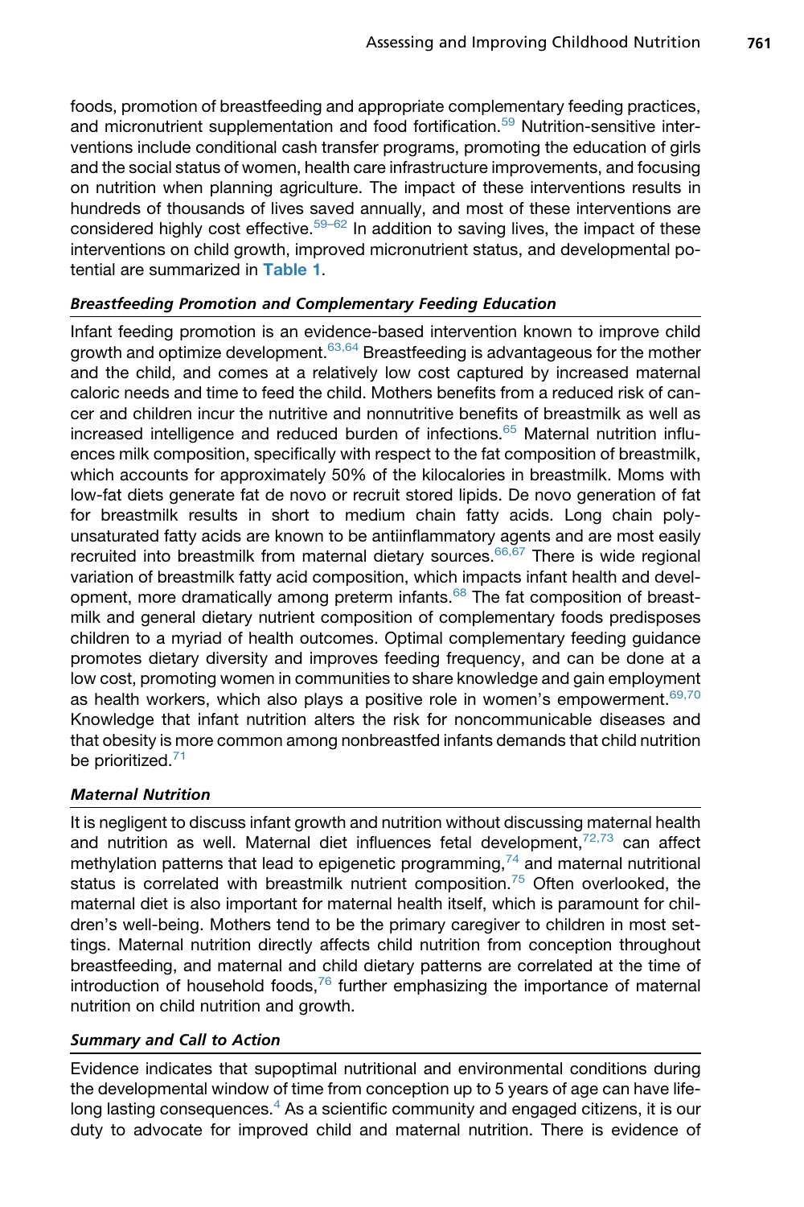foods, promotion of breastfeeding and appropriate complementary feeding practices, and micronutrient supplementation and food fortification.[59] Nutrition-sensitive interventions include conditional cash transfer programs, promoting the education of girls and the social status of women, health care infrastructure improvements, and focusing on nutrition when planning agriculture. The impact of these interventions results in hundreds of thousands of lives saved annually, and most of these interventions are considered highly cost effective.[59–62] In addition to saving lives, the impact of these interventions on child growth, improved micronutrient status, and developmental potential are summarized in **Table 1**.

### *Breastfeeding Promotion and Complementary Feeding Education*

Infant feeding promotion is an evidence-based intervention known to improve child growth and optimize development.[63,64] Breastfeeding is advantageous for the mother and the child, and comes at a relatively low cost captured by increased maternal caloric needs and time to feed the child. Mothers benefits from a reduced risk of cancer and children incur the nutritive and nonnutritive benefits of breastmilk as well as increased intelligence and reduced burden of infections.[65] Maternal nutrition influences milk composition, specifically with respect to the fat composition of breastmilk, which accounts for approximately 50% of the kilocalories in breastmilk. Moms with low-fat diets generate fat de novo or recruit stored lipids. De novo generation of fat for breastmilk results in short to medium chain fatty acids. Long chain polyunsaturated fatty acids are known to be antiinflammatory agents and are most easily recruited into breastmilk from maternal dietary sources.[66,67] There is wide regional variation of breastmilk fatty acid composition, which impacts infant health and development, more dramatically among preterm infants.[68] The fat composition of breastmilk and general dietary nutrient composition of complementary foods predisposes children to a myriad of health outcomes. Optimal complementary feeding guidance promotes dietary diversity and improves feeding frequency, and can be done at a low cost, promoting women in communities to share knowledge and gain employment as health workers, which also plays a positive role in women's empowerment.[69,70] Knowledge that infant nutrition alters the risk for noncommunicable diseases and that obesity is more common among nonbreastfed infants demands that child nutrition be prioritized.[71]

### *Maternal Nutrition*

It is negligent to discuss infant growth and nutrition without discussing maternal health and nutrition as well. Maternal diet influences fetal development,[72,73] can affect methylation patterns that lead to epigenetic programming,[74] and maternal nutritional status is correlated with breastmilk nutrient composition.[75] Often overlooked, the maternal diet is also important for maternal health itself, which is paramount for children's well-being. Mothers tend to be the primary caregiver to children in most settings. Maternal nutrition directly affects child nutrition from conception throughout breastfeeding, and maternal and child dietary patterns are correlated at the time of introduction of household foods,[76] further emphasizing the importance of maternal nutrition on child nutrition and growth.

### *Summary and Call to Action*

Evidence indicates that supoptimal nutritional and environmental conditions during the developmental window of time from conception up to 5 years of age can have lifelong lasting consequences.[4] As a scientific community and engaged citizens, it is our duty to advocate for improved child and maternal nutrition. There is evidence of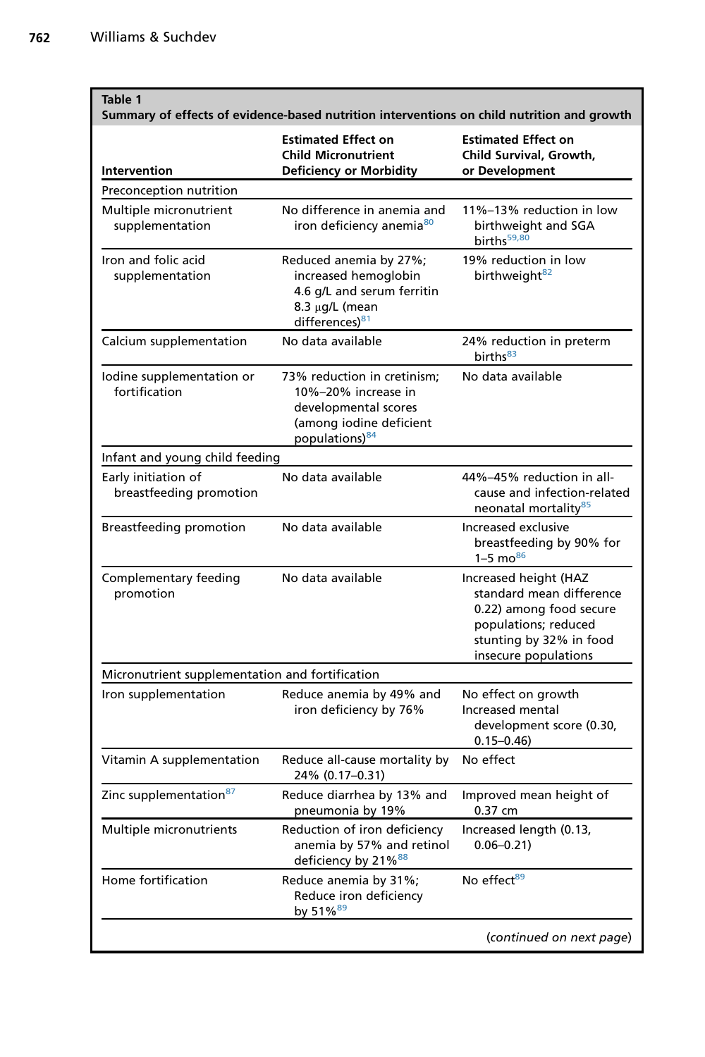**Table 1**
**Summary of effects of evidence-based nutrition interventions on child nutrition and growth**

| Intervention | Estimated Effect on Child Micronutrient Deficiency or Morbidity | Estimated Effect on Child Survival, Growth, or Development |
|---|---|---|
| Preconception nutrition | | |
| Multiple micronutrient supplementation | No difference in anemia and iron deficiency anemia[80] | 11%–13% reduction in low birthweight and SGA births[59,80] |
| Iron and folic acid supplementation | Reduced anemia by 27%; increased hemoglobin 4.6 g/L and serum ferritin 8.3 μg/L (mean differences)[81] | 19% reduction in low birthweight[82] |
| Calcium supplementation | No data available | 24% reduction in preterm births[83] |
| Iodine supplementation or fortification | 73% reduction in cretinism; 10%–20% increase in developmental scores (among iodine deficient populations)[84] | No data available |
| Infant and young child feeding | | |
| Early initiation of breastfeeding promotion | No data available | 44%–45% reduction in all-cause and infection-related neonatal mortality[85] |
| Breastfeeding promotion | No data available | Increased exclusive breastfeeding by 90% for 1–5 mo[86] |
| Complementary feeding promotion | No data available | Increased height (HAZ standard mean difference 0.22) among food secure populations; reduced stunting by 32% in food insecure populations |
| Micronutrient supplementation and fortification | | |
| Iron supplementation | Reduce anemia by 49% and iron deficiency by 76% | No effect on growth<br>Increased mental development score (0.30, 0.15–0.46) |
| Vitamin A supplementation | Reduce all-cause mortality by 24% (0.17–0.31) | No effect |
| Zinc supplementation[87] | Reduce diarrhea by 13% and pneumonia by 19% | Improved mean height of 0.37 cm |
| Multiple micronutrients | Reduction of iron deficiency anemia by 57% and retinol deficiency by 21%[88] | Increased length (0.13, 0.06–0.21) |
| Home fortification | Reduce anemia by 31%; Reduce iron deficiency by 51%[89] | No effect[89] |

(*continued on next page*)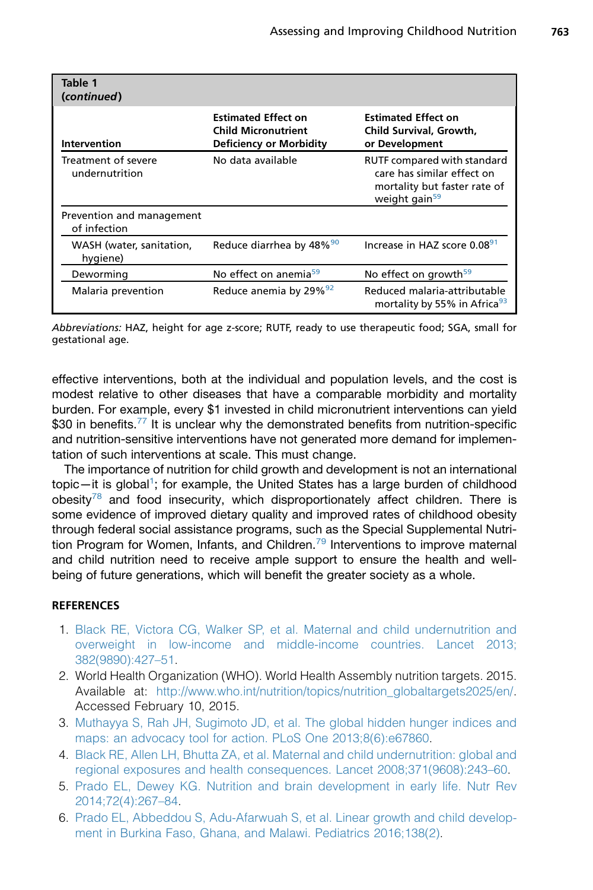**Table 1**
**(*continued*)**

| Intervention | Estimated Effect on Child Micronutrient Deficiency or Morbidity | Estimated Effect on Child Survival, Growth, or Development |
|---|---|---|
| Treatment of severe undernutrition | No data available | RUTF compared with standard care has similar effect on mortality but faster rate of weight gain[59] |
| Prevention and management of infection | | |
| WASH (water, sanitation, hygiene) | Reduce diarrhea by 48%[90] | Increase in HAZ score 0.08[91] |
| Deworming | No effect on anemia[59] | No effect on growth[59] |
| Malaria prevention | Reduce anemia by 29%[92] | Reduced malaria-attributable mortality by 55% in Africa[93] |

*Abbreviations:* HAZ, height for age z-score; RUTF, ready to use therapeutic food; SGA, small for gestational age.

effective interventions, both at the individual and population levels, and the cost is modest relative to other diseases that have a comparable morbidity and mortality burden. For example, every $1 invested in child micronutrient interventions can yield $30 in benefits.[77] It is unclear why the demonstrated benefits from nutrition-specific and nutrition-sensitive interventions have not generated more demand for implementation of such interventions at scale. This must change.

The importance of nutrition for child growth and development is not an international topic—it is global[1]; for example, the United States has a large burden of childhood obesity[78] and food insecurity, which disproportionately affect children. There is some evidence of improved dietary quality and improved rates of childhood obesity through federal social assistance programs, such as the Special Supplemental Nutrition Program for Women, Infants, and Children.[79] Interventions to improve maternal and child nutrition need to receive ample support to ensure the health and well-being of future generations, which will benefit the greater society as a whole.

## REFERENCES

1. Black RE, Victora CG, Walker SP, et al. Maternal and child undernutrition and overweight in low-income and middle-income countries. Lancet 2013;382(9890):427–51.
2. World Health Organization (WHO). World Health Assembly nutrition targets. 2015. Available at: http://www.who.int/nutrition/topics/nutrition_globaltargets2025/en/. Accessed February 10, 2015.
3. Muthayya S, Rah JH, Sugimoto JD, et al. The global hidden hunger indices and maps: an advocacy tool for action. PLoS One 2013;8(6):e67860.
4. Black RE, Allen LH, Bhutta ZA, et al. Maternal and child undernutrition: global and regional exposures and health consequences. Lancet 2008;371(9608):243–60.
5. Prado EL, Dewey KG. Nutrition and brain development in early life. Nutr Rev 2014;72(4):267–84.
6. Prado EL, Abbeddou S, Adu-Afarwuah S, et al. Linear growth and child development in Burkina Faso, Ghana, and Malawi. Pediatrics 2016;138(2).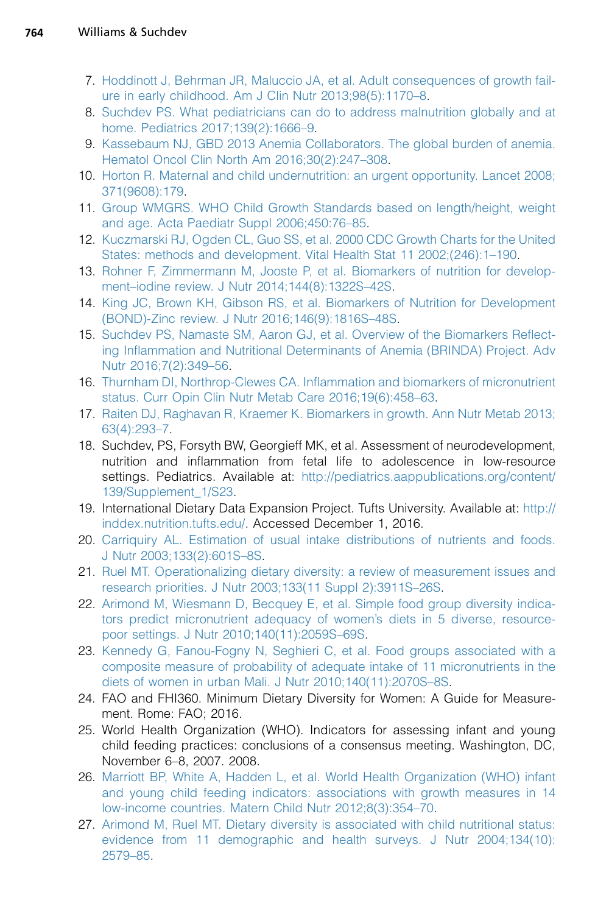7. Hoddinott J, Behrman JR, Maluccio JA, et al. Adult consequences of growth failure in early childhood. Am J Clin Nutr 2013;98(5):1170–8.
8. Suchdev PS. What pediatricians can do to address malnutrition globally and at home. Pediatrics 2017;139(2):1666–9.
9. Kassebaum NJ, GBD 2013 Anemia Collaborators. The global burden of anemia. Hematol Oncol Clin North Am 2016;30(2):247–308.
10. Horton R. Maternal and child undernutrition: an urgent opportunity. Lancet 2008;371(9608):179.
11. Group WMGRS. WHO Child Growth Standards based on length/height, weight and age. Acta Paediatr Suppl 2006;450:76–85.
12. Kuczmarski RJ, Ogden CL, Guo SS, et al. 2000 CDC Growth Charts for the United States: methods and development. Vital Health Stat 11 2002;(246):1–190.
13. Rohner F, Zimmermann M, Jooste P, et al. Biomarkers of nutrition for development–iodine review. J Nutr 2014;144(8):1322S–42S.
14. King JC, Brown KH, Gibson RS, et al. Biomarkers of Nutrition for Development (BOND)-Zinc review. J Nutr 2016;146(9):1816S–48S.
15. Suchdev PS, Namaste SM, Aaron GJ, et al. Overview of the Biomarkers Reflecting Inflammation and Nutritional Determinants of Anemia (BRINDA) Project. Adv Nutr 2016;7(2):349–56.
16. Thurnham DI, Northrop-Clewes CA. Inflammation and biomarkers of micronutrient status. Curr Opin Clin Nutr Metab Care 2016;19(6):458–63.
17. Raiten DJ, Raghavan R, Kraemer K. Biomarkers in growth. Ann Nutr Metab 2013;63(4):293–7.
18. Suchdev, PS, Forsyth BW, Georgieff MK, et al. Assessment of neurodevelopment, nutrition and inflammation from fetal life to adolescence in low-resource settings. Pediatrics. Available at: http://pediatrics.aappublications.org/content/139/Supplement_1/S23.
19. International Dietary Data Expansion Project. Tufts University. Available at: http://inddex.nutrition.tufts.edu/. Accessed December 1, 2016.
20. Carriquiry AL. Estimation of usual intake distributions of nutrients and foods. J Nutr 2003;133(2):601S–8S.
21. Ruel MT. Operationalizing dietary diversity: a review of measurement issues and research priorities. J Nutr 2003;133(11 Suppl 2):3911S–26S.
22. Arimond M, Wiesmann D, Becquey E, et al. Simple food group diversity indicators predict micronutrient adequacy of women's diets in 5 diverse, resource-poor settings. J Nutr 2010;140(11):2059S–69S.
23. Kennedy G, Fanou-Fogny N, Seghieri C, et al. Food groups associated with a composite measure of probability of adequate intake of 11 micronutrients in the diets of women in urban Mali. J Nutr 2010;140(11):2070S–8S.
24. FAO and FHI360. Minimum Dietary Diversity for Women: A Guide for Measurement. Rome: FAO; 2016.
25. World Health Organization (WHO). Indicators for assessing infant and young child feeding practices: conclusions of a consensus meeting. Washington, DC, November 6–8, 2007. 2008.
26. Marriott BP, White A, Hadden L, et al. World Health Organization (WHO) infant and young child feeding indicators: associations with growth measures in 14 low-income countries. Matern Child Nutr 2012;8(3):354–70.
27. Arimond M, Ruel MT. Dietary diversity is associated with child nutritional status: evidence from 11 demographic and health surveys. J Nutr 2004;134(10):2579–85.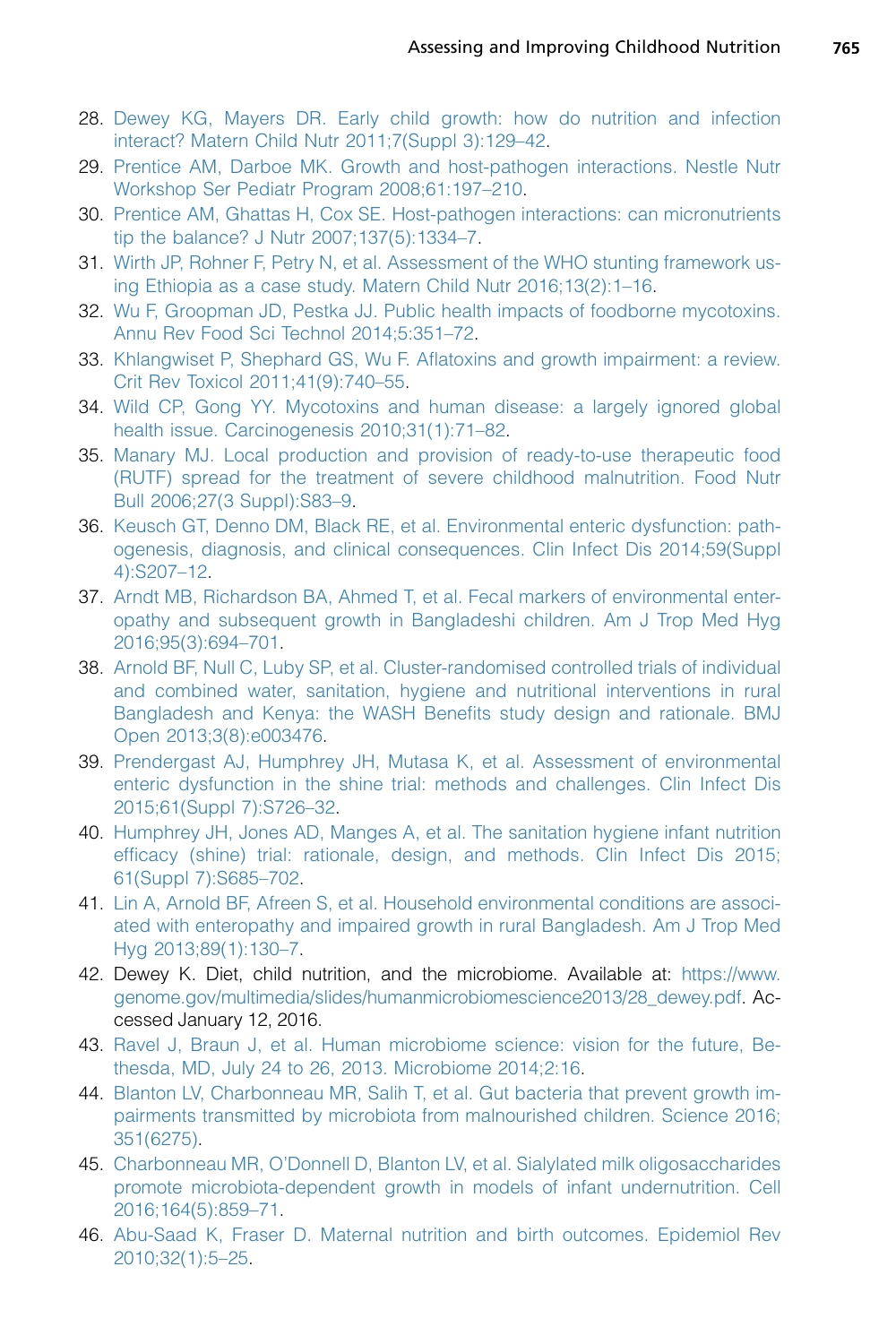28. Dewey KG, Mayers DR. Early child growth: how do nutrition and infection interact? Matern Child Nutr 2011;7(Suppl 3):129–42.
29. Prentice AM, Darboe MK. Growth and host-pathogen interactions. Nestle Nutr Workshop Ser Pediatr Program 2008;61:197–210.
30. Prentice AM, Ghattas H, Cox SE. Host-pathogen interactions: can micronutrients tip the balance? J Nutr 2007;137(5):1334–7.
31. Wirth JP, Rohner F, Petry N, et al. Assessment of the WHO stunting framework using Ethiopia as a case study. Matern Child Nutr 2016;13(2):1–16.
32. Wu F, Groopman JD, Pestka JJ. Public health impacts of foodborne mycotoxins. Annu Rev Food Sci Technol 2014;5:351–72.
33. Khlangwiset P, Shephard GS, Wu F. Aflatoxins and growth impairment: a review. Crit Rev Toxicol 2011;41(9):740–55.
34. Wild CP, Gong YY. Mycotoxins and human disease: a largely ignored global health issue. Carcinogenesis 2010;31(1):71–82.
35. Manary MJ. Local production and provision of ready-to-use therapeutic food (RUTF) spread for the treatment of severe childhood malnutrition. Food Nutr Bull 2006;27(3 Suppl):S83–9.
36. Keusch GT, Denno DM, Black RE, et al. Environmental enteric dysfunction: pathogenesis, diagnosis, and clinical consequences. Clin Infect Dis 2014;59(Suppl 4):S207–12.
37. Arndt MB, Richardson BA, Ahmed T, et al. Fecal markers of environmental enteropathy and subsequent growth in Bangladeshi children. Am J Trop Med Hyg 2016;95(3):694–701.
38. Arnold BF, Null C, Luby SP, et al. Cluster-randomised controlled trials of individual and combined water, sanitation, hygiene and nutritional interventions in rural Bangladesh and Kenya: the WASH Benefits study design and rationale. BMJ Open 2013;3(8):e003476.
39. Prendergast AJ, Humphrey JH, Mutasa K, et al. Assessment of environmental enteric dysfunction in the shine trial: methods and challenges. Clin Infect Dis 2015;61(Suppl 7):S726–32.
40. Humphrey JH, Jones AD, Manges A, et al. The sanitation hygiene infant nutrition efficacy (shine) trial: rationale, design, and methods. Clin Infect Dis 2015; 61(Suppl 7):S685–702.
41. Lin A, Arnold BF, Afreen S, et al. Household environmental conditions are associated with enteropathy and impaired growth in rural Bangladesh. Am J Trop Med Hyg 2013;89(1):130–7.
42. Dewey K. Diet, child nutrition, and the microbiome. Available at: https://www.genome.gov/multimedia/slides/humanmicrobiomescience2013/28_dewey.pdf. Accessed January 12, 2016.
43. Ravel J, Braun J, et al. Human microbiome science: vision for the future, Bethesda, MD, July 24 to 26, 2013. Microbiome 2014;2:16.
44. Blanton LV, Charbonneau MR, Salih T, et al. Gut bacteria that prevent growth impairments transmitted by microbiota from malnourished children. Science 2016; 351(6275).
45. Charbonneau MR, O'Donnell D, Blanton LV, et al. Sialylated milk oligosaccharides promote microbiota-dependent growth in models of infant undernutrition. Cell 2016;164(5):859–71.
46. Abu-Saad K, Fraser D. Maternal nutrition and birth outcomes. Epidemiol Rev 2010;32(1):5–25.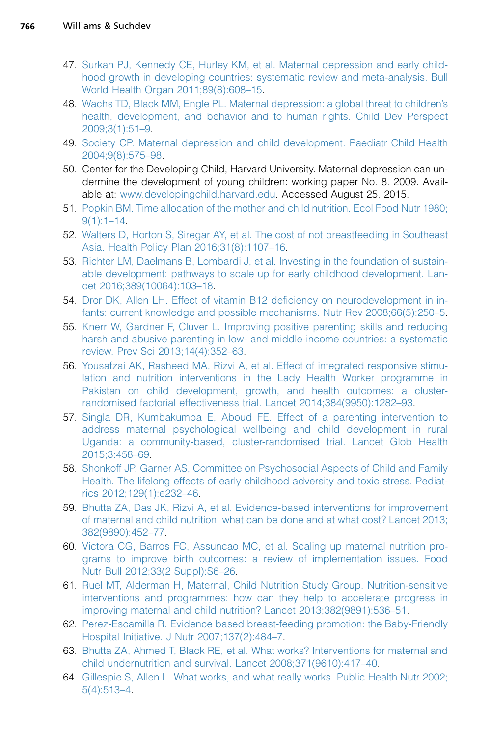47. Surkan PJ, Kennedy CE, Hurley KM, et al. Maternal depression and early childhood growth in developing countries: systematic review and meta-analysis. Bull World Health Organ 2011;89(8):608–15.
48. Wachs TD, Black MM, Engle PL. Maternal depression: a global threat to children's health, development, and behavior and to human rights. Child Dev Perspect 2009;3(1):51–9.
49. Society CP. Maternal depression and child development. Paediatr Child Health 2004;9(8):575–98.
50. Center for the Developing Child, Harvard University. Maternal depression can undermine the development of young children: working paper No. 8. 2009. Available at: www.developingchild.harvard.edu. Accessed August 25, 2015.
51. Popkin BM. Time allocation of the mother and child nutrition. Ecol Food Nutr 1980; 9(1):1–14.
52. Walters D, Horton S, Siregar AY, et al. The cost of not breastfeeding in Southeast Asia. Health Policy Plan 2016;31(8):1107–16.
53. Richter LM, Daelmans B, Lombardi J, et al. Investing in the foundation of sustainable development: pathways to scale up for early childhood development. Lancet 2016;389(10064):103–18.
54. Dror DK, Allen LH. Effect of vitamin B12 deficiency on neurodevelopment in infants: current knowledge and possible mechanisms. Nutr Rev 2008;66(5):250–5.
55. Knerr W, Gardner F, Cluver L. Improving positive parenting skills and reducing harsh and abusive parenting in low- and middle-income countries: a systematic review. Prev Sci 2013;14(4):352–63.
56. Yousafzai AK, Rasheed MA, Rizvi A, et al. Effect of integrated responsive stimulation and nutrition interventions in the Lady Health Worker programme in Pakistan on child development, growth, and health outcomes: a cluster-randomised factorial effectiveness trial. Lancet 2014;384(9950):1282–93.
57. Singla DR, Kumbakumba E, Aboud FE. Effect of a parenting intervention to address maternal psychological wellbeing and child development in rural Uganda: a community-based, cluster-randomised trial. Lancet Glob Health 2015;3:458–69.
58. Shonkoff JP, Garner AS, Committee on Psychosocial Aspects of Child and Family Health. The lifelong effects of early childhood adversity and toxic stress. Pediatrics 2012;129(1):e232–46.
59. Bhutta ZA, Das JK, Rizvi A, et al. Evidence-based interventions for improvement of maternal and child nutrition: what can be done and at what cost? Lancet 2013; 382(9890):452–77.
60. Victora CG, Barros FC, Assuncao MC, et al. Scaling up maternal nutrition programs to improve birth outcomes: a review of implementation issues. Food Nutr Bull 2012;33(2 Suppl):S6–26.
61. Ruel MT, Alderman H, Maternal, Child Nutrition Study Group. Nutrition-sensitive interventions and programmes: how can they help to accelerate progress in improving maternal and child nutrition? Lancet 2013;382(9891):536–51.
62. Perez-Escamilla R. Evidence based breast-feeding promotion: the Baby-Friendly Hospital Initiative. J Nutr 2007;137(2):484–7.
63. Bhutta ZA, Ahmed T, Black RE, et al. What works? Interventions for maternal and child undernutrition and survival. Lancet 2008;371(9610):417–40.
64. Gillespie S, Allen L. What works, and what really works. Public Health Nutr 2002; 5(4):513–4.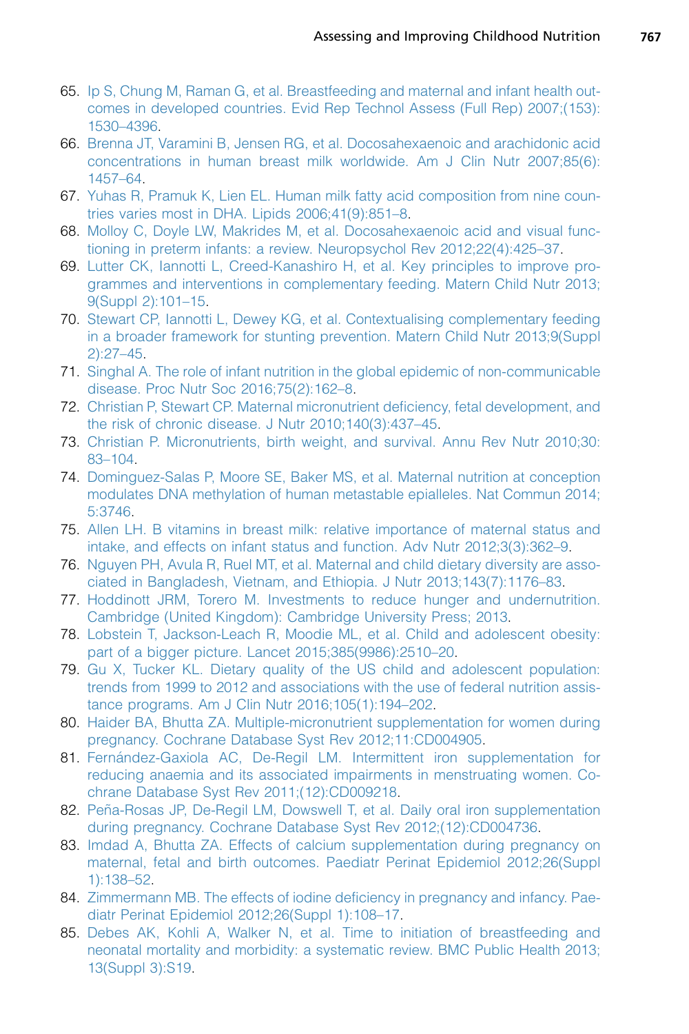65. Ip S, Chung M, Raman G, et al. Breastfeeding and maternal and infant health outcomes in developed countries. Evid Rep Technol Assess (Full Rep) 2007;(153):1530–4396.
66. Brenna JT, Varamini B, Jensen RG, et al. Docosahexaenoic and arachidonic acid concentrations in human breast milk worldwide. Am J Clin Nutr 2007;85(6):1457–64.
67. Yuhas R, Pramuk K, Lien EL. Human milk fatty acid composition from nine countries varies most in DHA. Lipids 2006;41(9):851–8.
68. Molloy C, Doyle LW, Makrides M, et al. Docosahexaenoic acid and visual functioning in preterm infants: a review. Neuropsychol Rev 2012;22(4):425–37.
69. Lutter CK, Iannotti L, Creed-Kanashiro H, et al. Key principles to improve programmes and interventions in complementary feeding. Matern Child Nutr 2013;9(Suppl 2):101–15.
70. Stewart CP, Iannotti L, Dewey KG, et al. Contextualising complementary feeding in a broader framework for stunting prevention. Matern Child Nutr 2013;9(Suppl 2):27–45.
71. Singhal A. The role of infant nutrition in the global epidemic of non-communicable disease. Proc Nutr Soc 2016;75(2):162–8.
72. Christian P, Stewart CP. Maternal micronutrient deficiency, fetal development, and the risk of chronic disease. J Nutr 2010;140(3):437–45.
73. Christian P. Micronutrients, birth weight, and survival. Annu Rev Nutr 2010;30:83–104.
74. Dominguez-Salas P, Moore SE, Baker MS, et al. Maternal nutrition at conception modulates DNA methylation of human metastable epialleles. Nat Commun 2014;5:3746.
75. Allen LH. B vitamins in breast milk: relative importance of maternal status and intake, and effects on infant status and function. Adv Nutr 2012;3(3):362–9.
76. Nguyen PH, Avula R, Ruel MT, et al. Maternal and child dietary diversity are associated in Bangladesh, Vietnam, and Ethiopia. J Nutr 2013;143(7):1176–83.
77. Hoddinott JRM, Torero M. Investments to reduce hunger and undernutrition. Cambridge (United Kingdom): Cambridge University Press; 2013.
78. Lobstein T, Jackson-Leach R, Moodie ML, et al. Child and adolescent obesity: part of a bigger picture. Lancet 2015;385(9986):2510–20.
79. Gu X, Tucker KL. Dietary quality of the US child and adolescent population: trends from 1999 to 2012 and associations with the use of federal nutrition assistance programs. Am J Clin Nutr 2016;105(1):194–202.
80. Haider BA, Bhutta ZA. Multiple-micronutrient supplementation for women during pregnancy. Cochrane Database Syst Rev 2012;11:CD004905.
81. Fernández-Gaxiola AC, De-Regil LM. Intermittent iron supplementation for reducing anaemia and its associated impairments in menstruating women. Cochrane Database Syst Rev 2011;(12):CD009218.
82. Peña-Rosas JP, De-Regil LM, Dowswell T, et al. Daily oral iron supplementation during pregnancy. Cochrane Database Syst Rev 2012;(12):CD004736.
83. Imdad A, Bhutta ZA. Effects of calcium supplementation during pregnancy on maternal, fetal and birth outcomes. Paediatr Perinat Epidemiol 2012;26(Suppl 1):138–52.
84. Zimmermann MB. The effects of iodine deficiency in pregnancy and infancy. Paediatr Perinat Epidemiol 2012;26(Suppl 1):108–17.
85. Debes AK, Kohli A, Walker N, et al. Time to initiation of breastfeeding and neonatal mortality and morbidity: a systematic review. BMC Public Health 2013;13(Suppl 3):S19.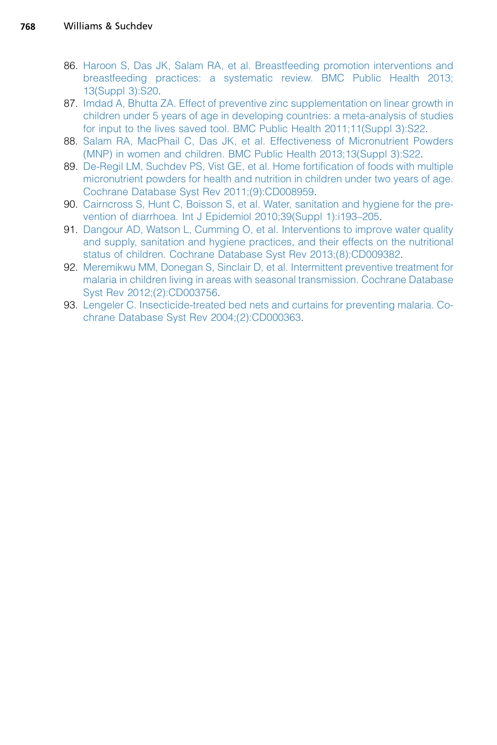86. Haroon S, Das JK, Salam RA, et al. Breastfeeding promotion interventions and breastfeeding practices: a systematic review. BMC Public Health 2013; 13(Suppl 3):S20.
87. Imdad A, Bhutta ZA. Effect of preventive zinc supplementation on linear growth in children under 5 years of age in developing countries: a meta-analysis of studies for input to the lives saved tool. BMC Public Health 2011;11(Suppl 3):S22.
88. Salam RA, MacPhail C, Das JK, et al. Effectiveness of Micronutrient Powders (MNP) in women and children. BMC Public Health 2013;13(Suppl 3):S22.
89. De-Regil LM, Suchdev PS, Vist GE, et al. Home fortification of foods with multiple micronutrient powders for health and nutrition in children under two years of age. Cochrane Database Syst Rev 2011;(9):CD008959.
90. Cairncross S, Hunt C, Boisson S, et al. Water, sanitation and hygiene for the prevention of diarrhoea. Int J Epidemiol 2010;39(Suppl 1):i193–205.
91. Dangour AD, Watson L, Cumming O, et al. Interventions to improve water quality and supply, sanitation and hygiene practices, and their effects on the nutritional status of children. Cochrane Database Syst Rev 2013;(8):CD009382.
92. Meremikwu MM, Donegan S, Sinclair D, et al. Intermittent preventive treatment for malaria in children living in areas with seasonal transmission. Cochrane Database Syst Rev 2012;(2):CD003756.
93. Lengeler C. Insecticide-treated bed nets and curtains for preventing malaria. Cochrane Database Syst Rev 2004;(2):CD000363.